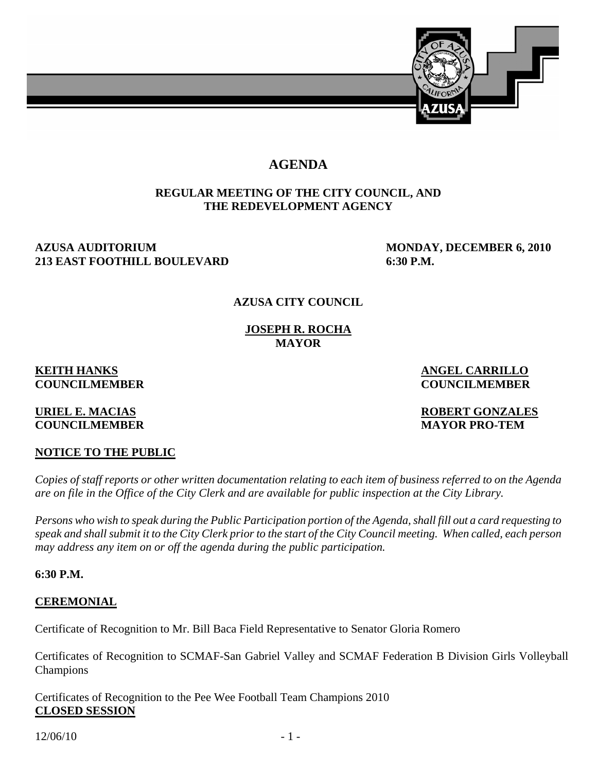# AGENDA

## REGULAR MEETING OF THE CITY COUNCIL, AND THE REDEVELOPMENT AGENCY

**AZUSA AUDITORIUM**
**213 EAST FOOTHILL BOULEVARD**

**MONDAY, DECEMBER 6, 2010**
**6:30 P.M.**

**AZUSA CITY COUNCIL**

**JOSEPH R. ROCHA**
**MAYOR**

**KEITH HANKS**
**COUNCILMEMBER**

**ANGEL CARRILLO**
**COUNCILMEMBER**

**URIEL E. MACIAS**
**COUNCILMEMBER**

**ROBERT GONZALES**
**MAYOR PRO-TEM**

**NOTICE TO THE PUBLIC**

*Copies of staff reports or other written documentation relating to each item of business referred to on the Agenda are on file in the Office of the City Clerk and are available for public inspection at the City Library.*

*Persons who wish to speak during the Public Participation portion of the Agenda, shall fill out a card requesting to speak and shall submit it to the City Clerk prior to the start of the City Council meeting. When called, each person may address any item on or off the agenda during the public participation.*

**6:30 P.M.**

**CEREMONIAL**

Certificate of Recognition to Mr. Bill Baca Field Representative to Senator Gloria Romero

Certificates of Recognition to SCMAF-San Gabriel Valley and SCMAF Federation B Division Girls Volleyball Champions

Certificates of Recognition to the Pee Wee Football Team Champions 2010

**CLOSED SESSION**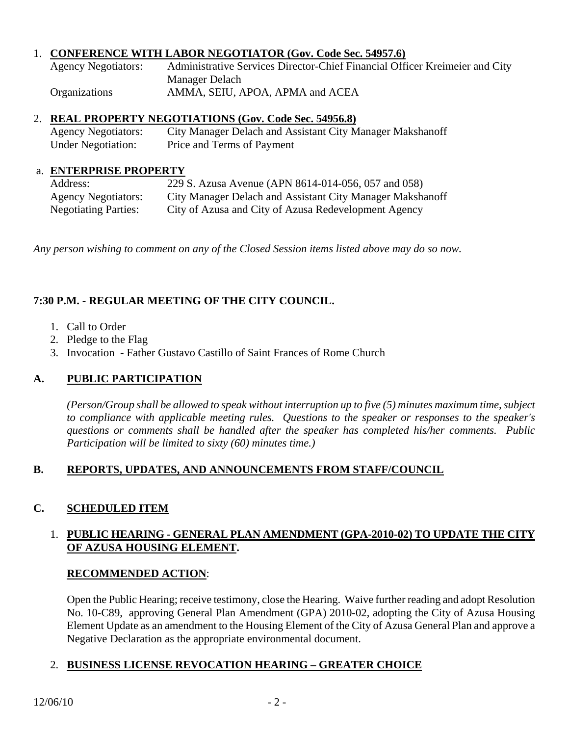1. **CONFERENCE WITH LABOR NEGOTIATOR (Gov. Code Sec. 54957.6)**

   Agency Negotiators: Administrative Services Director-Chief Financial Officer Kreimeier and City Manager Delach
   Organizations AMMA, SEIU, APOA, APMA and ACEA

2. **REAL PROPERTY NEGOTIATIONS (Gov. Code Sec. 54956.8)**

   Agency Negotiators: City Manager Delach and Assistant City Manager Makshanoff
   Under Negotiation: Price and Terms of Payment

a. **ENTERPRISE PROPERTY**

   Address: 229 S. Azusa Avenue (APN 8614-014-056, 057 and 058)
   Agency Negotiators: City Manager Delach and Assistant City Manager Makshanoff
   Negotiating Parties: City of Azusa and City of Azusa Redevelopment Agency

*Any person wishing to comment on any of the Closed Session items listed above may do so now.*

**7:30 P.M. - REGULAR MEETING OF THE CITY COUNCIL.**

1. Call to Order
2. Pledge to the Flag
3. Invocation - Father Gustavo Castillo of Saint Frances of Rome Church

## A. PUBLIC PARTICIPATION

*(Person/Group shall be allowed to speak without interruption up to five (5) minutes maximum time, subject to compliance with applicable meeting rules. Questions to the speaker or responses to the speaker's questions or comments shall be handled after the speaker has completed his/her comments. Public Participation will be limited to sixty (60) minutes time.)*

## B. REPORTS, UPDATES, AND ANNOUNCEMENTS FROM STAFF/COUNCIL

## C. SCHEDULED ITEM

1. **PUBLIC HEARING - GENERAL PLAN AMENDMENT (GPA-2010-02) TO UPDATE THE CITY OF AZUSA HOUSING ELEMENT.**

   **RECOMMENDED ACTION**:

   Open the Public Hearing; receive testimony, close the Hearing. Waive further reading and adopt Resolution No. 10-C89, approving General Plan Amendment (GPA) 2010-02, adopting the City of Azusa Housing Element Update as an amendment to the Housing Element of the City of Azusa General Plan and approve a Negative Declaration as the appropriate environmental document.

2. **BUSINESS LICENSE REVOCATION HEARING – GREATER CHOICE**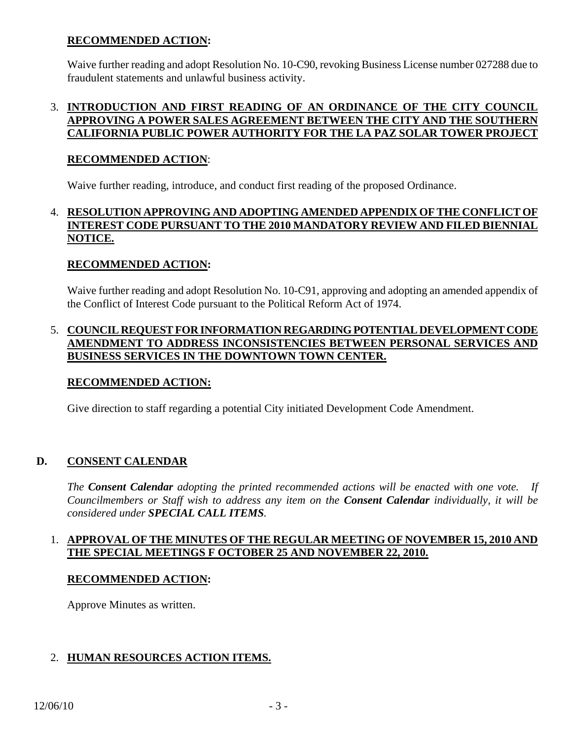**RECOMMENDED ACTION:**

Waive further reading and adopt Resolution No. 10-C90, revoking Business License number 027288 due to fraudulent statements and unlawful business activity.

3. **INTRODUCTION AND FIRST READING OF AN ORDINANCE OF THE CITY COUNCIL APPROVING A POWER SALES AGREEMENT BETWEEN THE CITY AND THE SOUTHERN CALIFORNIA PUBLIC POWER AUTHORITY FOR THE LA PAZ SOLAR TOWER PROJECT**

   **RECOMMENDED ACTION**:

   Waive further reading, introduce, and conduct first reading of the proposed Ordinance.

4. **RESOLUTION APPROVING AND ADOPTING AMENDED APPENDIX OF THE CONFLICT OF INTEREST CODE PURSUANT TO THE 2010 MANDATORY REVIEW AND FILED BIENNIAL NOTICE.**

   **RECOMMENDED ACTION:**

   Waive further reading and adopt Resolution No. 10-C91, approving and adopting an amended appendix of the Conflict of Interest Code pursuant to the Political Reform Act of 1974.

5. **COUNCIL REQUEST FOR INFORMATION REGARDING POTENTIAL DEVELOPMENT CODE AMENDMENT TO ADDRESS INCONSISTENCIES BETWEEN PERSONAL SERVICES AND BUSINESS SERVICES IN THE DOWNTOWN TOWN CENTER.**

   **RECOMMENDED ACTION:**

   Give direction to staff regarding a potential City initiated Development Code Amendment.

## D. CONSENT CALENDAR

*The **Consent Calendar** adopting the printed recommended actions will be enacted with one vote. If Councilmembers or Staff wish to address any item on the **Consent Calendar** individually, it will be considered under **SPECIAL CALL ITEMS**.*

1. **APPROVAL OF THE MINUTES OF THE REGULAR MEETING OF NOVEMBER 15, 2010 AND THE SPECIAL MEETINGS F OCTOBER 25 AND NOVEMBER 22, 2010.**

   **RECOMMENDED ACTION:**

   Approve Minutes as written.

2. **HUMAN RESOURCES ACTION ITEMS.**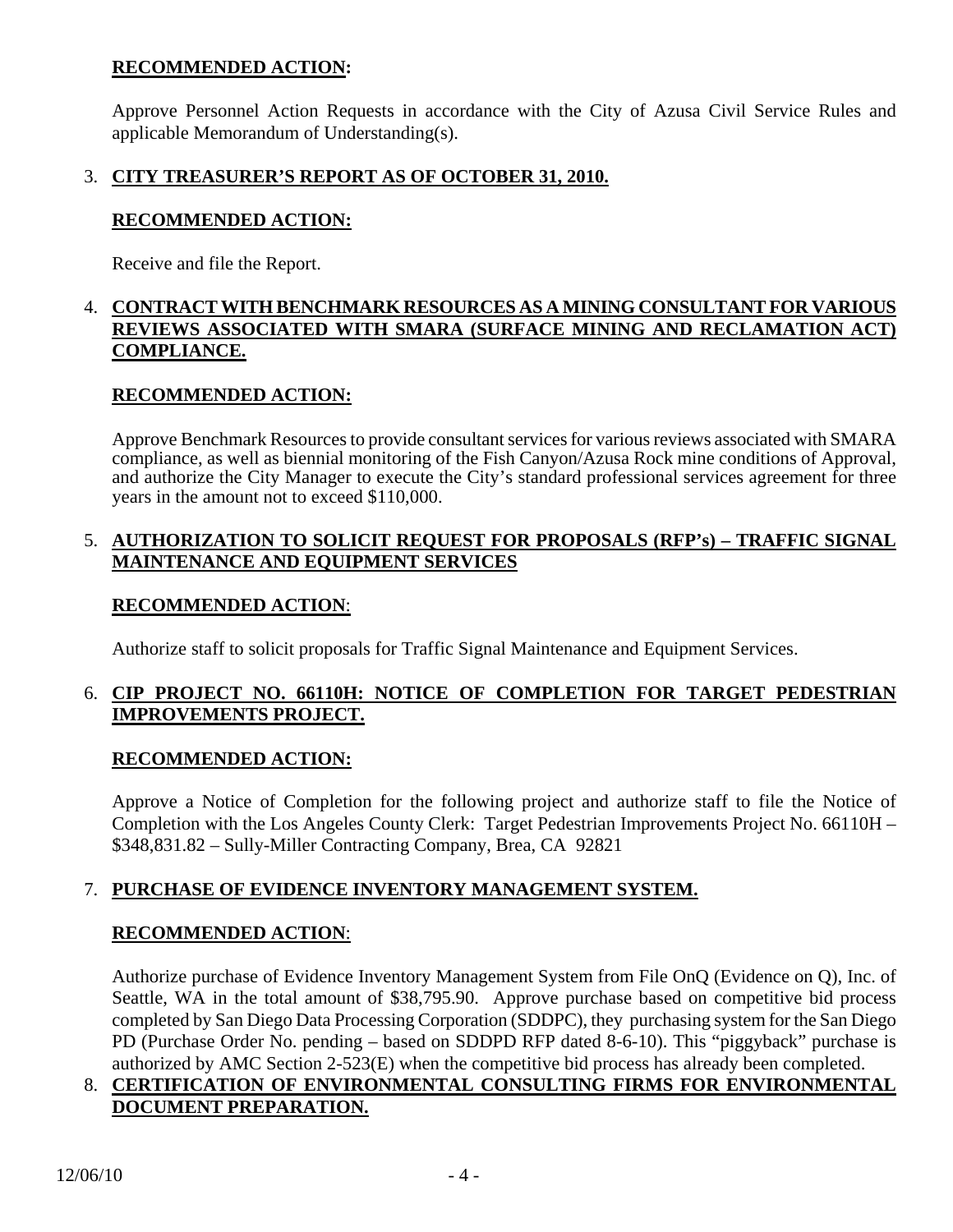**RECOMMENDED ACTION:**

Approve Personnel Action Requests in accordance with the City of Azusa Civil Service Rules and applicable Memorandum of Understanding(s).

3. **CITY TREASURER'S REPORT AS OF OCTOBER 31, 2010.**

   **RECOMMENDED ACTION:**

   Receive and file the Report.

4. **CONTRACT WITH BENCHMARK RESOURCES AS A MINING CONSULTANT FOR VARIOUS REVIEWS ASSOCIATED WITH SMARA (SURFACE MINING AND RECLAMATION ACT) COMPLIANCE.**

   **RECOMMENDED ACTION:**

   Approve Benchmark Resources to provide consultant services for various reviews associated with SMARA compliance, as well as biennial monitoring of the Fish Canyon/Azusa Rock mine conditions of Approval, and authorize the City Manager to execute the City's standard professional services agreement for three years in the amount not to exceed $110,000.

5. **AUTHORIZATION TO SOLICIT REQUEST FOR PROPOSALS (RFP's) – TRAFFIC SIGNAL MAINTENANCE AND EQUIPMENT SERVICES**

   **RECOMMENDED ACTION**:

   Authorize staff to solicit proposals for Traffic Signal Maintenance and Equipment Services.

6. **CIP PROJECT NO. 66110H: NOTICE OF COMPLETION FOR TARGET PEDESTRIAN IMPROVEMENTS PROJECT.**

   **RECOMMENDED ACTION:**

   Approve a Notice of Completion for the following project and authorize staff to file the Notice of Completion with the Los Angeles County Clerk: Target Pedestrian Improvements Project No. 66110H – $348,831.82 – Sully-Miller Contracting Company, Brea, CA 92821

7. **PURCHASE OF EVIDENCE INVENTORY MANAGEMENT SYSTEM.**

   **RECOMMENDED ACTION**:

   Authorize purchase of Evidence Inventory Management System from File OnQ (Evidence on Q), Inc. of Seattle, WA in the total amount of $38,795.90. Approve purchase based on competitive bid process completed by San Diego Data Processing Corporation (SDDPC), they purchasing system for the San Diego PD (Purchase Order No. pending – based on SDDPD RFP dated 8-6-10). This "piggyback" purchase is authorized by AMC Section 2-523(E) when the competitive bid process has already been completed.

8. **CERTIFICATION OF ENVIRONMENTAL CONSULTING FIRMS FOR ENVIRONMENTAL DOCUMENT PREPARATION.**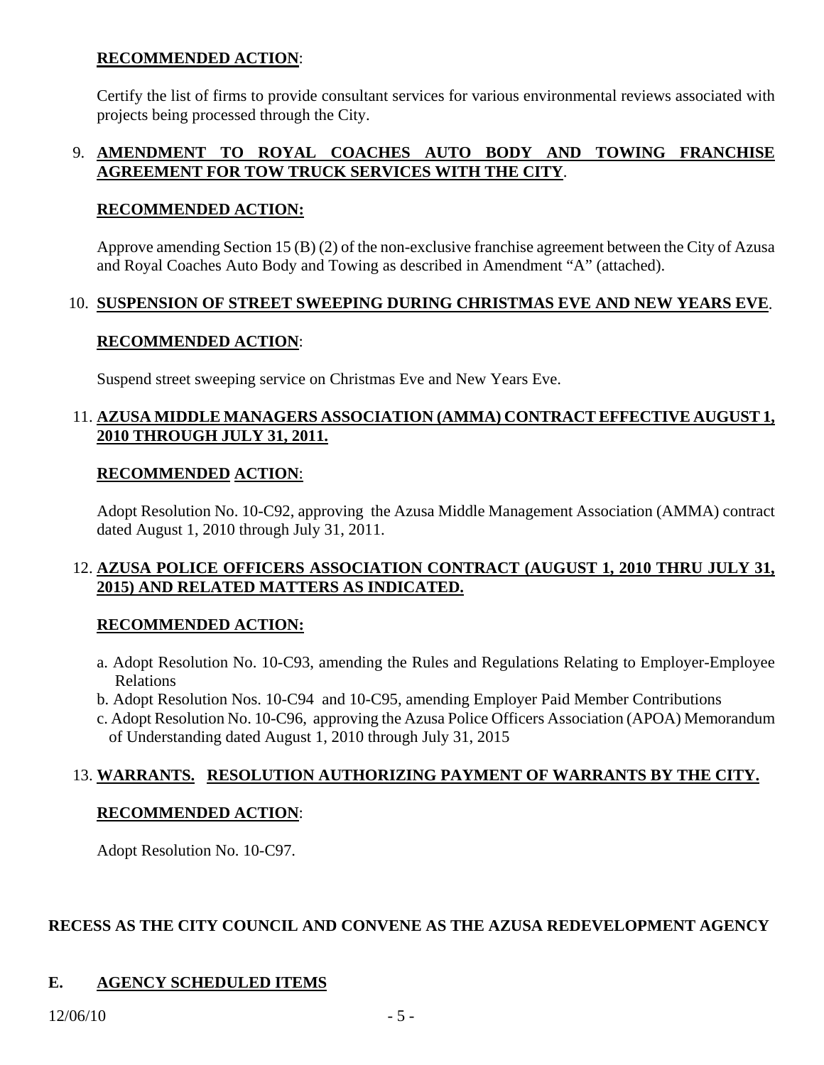**RECOMMENDED ACTION**:

Certify the list of firms to provide consultant services for various environmental reviews associated with projects being processed through the City.

9. **AMENDMENT TO ROYAL COACHES AUTO BODY AND TOWING FRANCHISE AGREEMENT FOR TOW TRUCK SERVICES WITH THE CITY**.

**RECOMMENDED ACTION:**

Approve amending Section 15 (B) (2) of the non-exclusive franchise agreement between the City of Azusa and Royal Coaches Auto Body and Towing as described in Amendment "A" (attached).

10. **SUSPENSION OF STREET SWEEPING DURING CHRISTMAS EVE AND NEW YEARS EVE**.

**RECOMMENDED ACTION**:

Suspend street sweeping service on Christmas Eve and New Years Eve.

11. **AZUSA MIDDLE MANAGERS ASSOCIATION (AMMA) CONTRACT EFFECTIVE AUGUST 1, 2010 THROUGH JULY 31, 2011.**

**RECOMMENDED ACTION**:

Adopt Resolution No. 10-C92, approving the Azusa Middle Management Association (AMMA) contract dated August 1, 2010 through July 31, 2011.

12. **AZUSA POLICE OFFICERS ASSOCIATION CONTRACT (AUGUST 1, 2010 THRU JULY 31, 2015) AND RELATED MATTERS AS INDICATED.**

**RECOMMENDED ACTION:**

a. Adopt Resolution No. 10-C93, amending the Rules and Regulations Relating to Employer-Employee Relations
b. Adopt Resolution Nos. 10-C94 and 10-C95, amending Employer Paid Member Contributions
c. Adopt Resolution No. 10-C96, approving the Azusa Police Officers Association (APOA) Memorandum of Understanding dated August 1, 2010 through July 31, 2015

13. **WARRANTS. RESOLUTION AUTHORIZING PAYMENT OF WARRANTS BY THE CITY.**

**RECOMMENDED ACTION**:

Adopt Resolution No. 10-C97.

**RECESS AS THE CITY COUNCIL AND CONVENE AS THE AZUSA REDEVELOPMENT AGENCY**

## E. AGENCY SCHEDULED ITEMS

12/06/10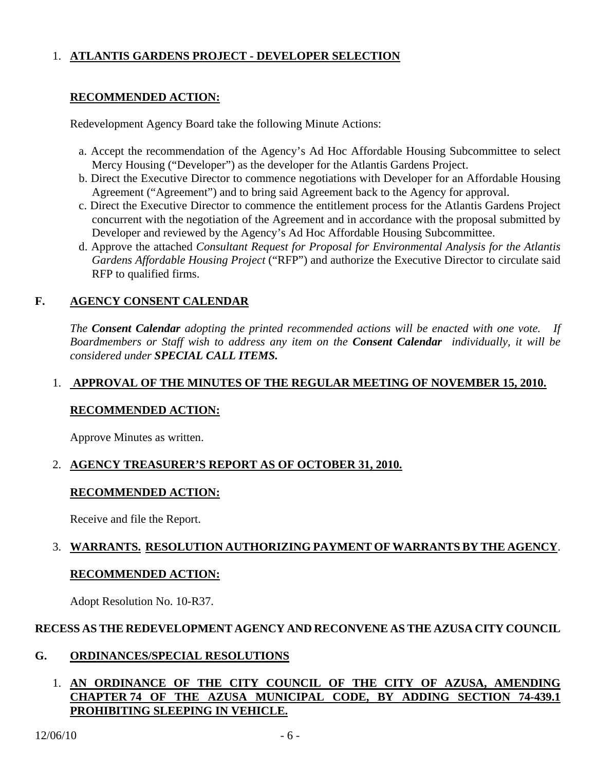1. **ATLANTIS GARDENS PROJECT - DEVELOPER SELECTION**

**RECOMMENDED ACTION:**

Redevelopment Agency Board take the following Minute Actions:

a. Accept the recommendation of the Agency's Ad Hoc Affordable Housing Subcommittee to select Mercy Housing ("Developer") as the developer for the Atlantis Gardens Project.
b. Direct the Executive Director to commence negotiations with Developer for an Affordable Housing Agreement ("Agreement") and to bring said Agreement back to the Agency for approval.
c. Direct the Executive Director to commence the entitlement process for the Atlantis Gardens Project concurrent with the negotiation of the Agreement and in accordance with the proposal submitted by Developer and reviewed by the Agency's Ad Hoc Affordable Housing Subcommittee.
d. Approve the attached *Consultant Request for Proposal for Environmental Analysis for the Atlantis Gardens Affordable Housing Project* ("RFP") and authorize the Executive Director to circulate said RFP to qualified firms.

## F. AGENCY CONSENT CALENDAR

*The **Consent Calendar** adopting the printed recommended actions will be enacted with one vote. If Boardmembers or Staff wish to address any item on the **Consent Calendar** individually, it will be considered under **SPECIAL CALL ITEMS.***

1. **APPROVAL OF THE MINUTES OF THE REGULAR MEETING OF NOVEMBER 15, 2010.**

**RECOMMENDED ACTION:**

Approve Minutes as written.

2. **AGENCY TREASURER'S REPORT AS OF OCTOBER 31, 2010.**

**RECOMMENDED ACTION:**

Receive and file the Report.

3. **WARRANTS. RESOLUTION AUTHORIZING PAYMENT OF WARRANTS BY THE AGENCY**.

**RECOMMENDED ACTION:**

Adopt Resolution No. 10-R37.

**RECESS AS THE REDEVELOPMENT AGENCY AND RECONVENE AS THE AZUSA CITY COUNCIL**

## G. ORDINANCES/SPECIAL RESOLUTIONS

1. **AN ORDINANCE OF THE CITY COUNCIL OF THE CITY OF AZUSA, AMENDING CHAPTER 74 OF THE AZUSA MUNICIPAL CODE, BY ADDING SECTION 74-439.1 PROHIBITING SLEEPING IN VEHICLE.**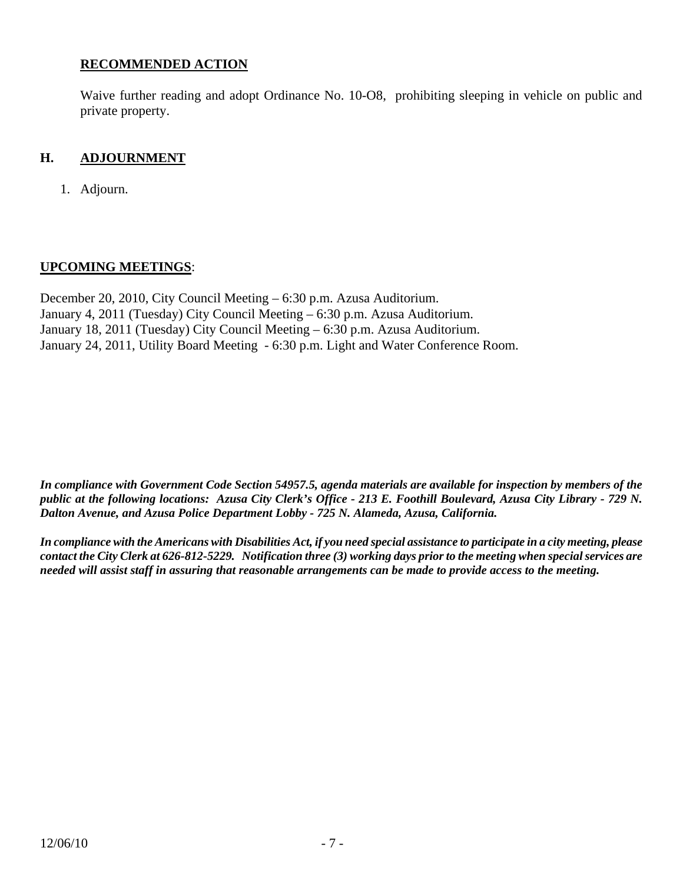**RECOMMENDED ACTION**

Waive further reading and adopt Ordinance No. 10-O8, prohibiting sleeping in vehicle on public and private property.

## H. ADJOURNMENT

1. Adjourn.

**UPCOMING MEETINGS**:

December 20, 2010, City Council Meeting – 6:30 p.m. Azusa Auditorium.
January 4, 2011 (Tuesday) City Council Meeting – 6:30 p.m. Azusa Auditorium.
January 18, 2011 (Tuesday) City Council Meeting – 6:30 p.m. Azusa Auditorium.
January 24, 2011, Utility Board Meeting - 6:30 p.m. Light and Water Conference Room.

***In compliance with Government Code Section 54957.5, agenda materials are available for inspection by members of the public at the following locations: Azusa City Clerk's Office - 213 E. Foothill Boulevard, Azusa City Library - 729 N. Dalton Avenue, and Azusa Police Department Lobby - 725 N. Alameda, Azusa, California.***

***In compliance with the Americans with Disabilities Act, if you need special assistance to participate in a city meeting, please contact the City Clerk at 626-812-5229. Notification three (3) working days prior to the meeting when special services are needed will assist staff in assuring that reasonable arrangements can be made to provide access to the meeting.***

12/06/10